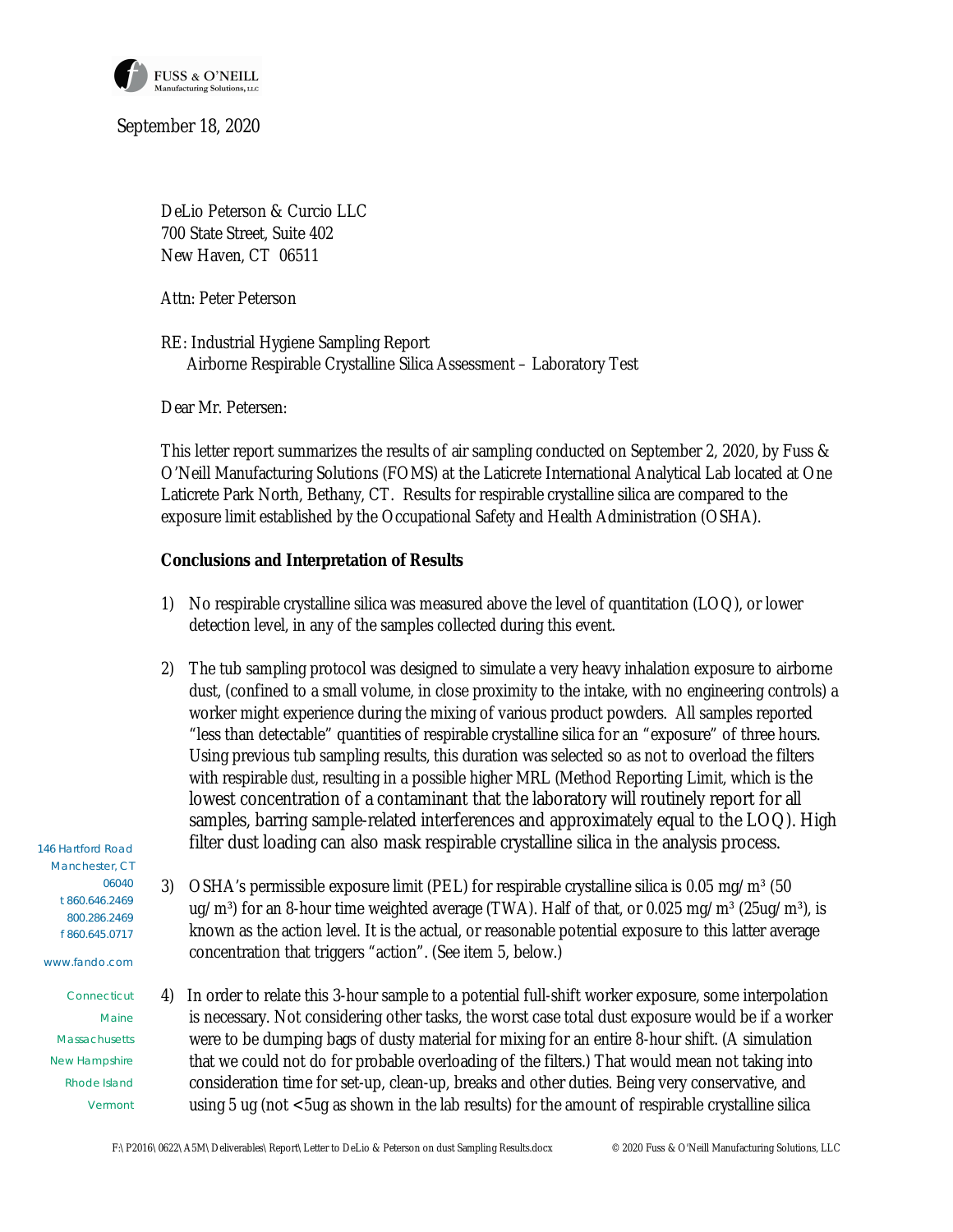September 18, 2020

DeLio Peterson & Curcio LLC
700 State Street, Suite 402
New Haven, CT 06511

Attn: Peter Peterson

RE: Industrial Hygiene Sampling Report
Airborne Respirable Crystalline Silica Assessment – Laboratory Test

Dear Mr. Petersen:

This letter report summarizes the results of air sampling conducted on September 2, 2020, by Fuss & O'Neill Manufacturing Solutions (FOMS) at the Laticrete International Analytical Lab located at One Laticrete Park North, Bethany, CT. Results for respirable crystalline silica are compared to the exposure limit established by the Occupational Safety and Health Administration (OSHA).

**Conclusions and Interpretation of Results**

1) No respirable crystalline silica was measured above the level of quantitation (LOQ), or lower detection level, in any of the samples collected during this event.

2) The tub sampling protocol was designed to simulate a very heavy inhalation exposure to airborne dust, (confined to a small volume, in close proximity to the intake, with no engineering controls) a worker might experience during the mixing of various product powders. All samples reported "less than detectable" quantities of respirable crystalline silica for an "exposure" of three hours. Using previous tub sampling results, this duration was selected so as not to overload the filters with respirable *dust*, resulting in a possible higher MRL (Method Reporting Limit, which is the lowest concentration of a contaminant that the laboratory will routinely report for all samples, barring sample-related interferences and approximately equal to the LOQ). High filter dust loading can also mask respirable crystalline silica in the analysis process.

3) OSHA's permissible exposure limit (PEL) for respirable crystalline silica is 0.05 mg/m³ (50 ug/m³) for an 8-hour time weighted average (TWA). Half of that, or 0.025 mg/m³ (25ug/m³), is known as the action level. It is the actual, or reasonable potential exposure to this latter average concentration that triggers "action". (See item 5, below.)

4) In order to relate this 3-hour sample to a potential full-shift worker exposure, some interpolation is necessary. Not considering other tasks, the worst case total dust exposure would be if a worker were to be dumping bags of dusty material for mixing for an entire 8-hour shift. (A simulation that we could not do for probable overloading of the filters.) That would mean not taking into consideration time for set-up, clean-up, breaks and other duties. Being very conservative, and using 5 ug (not <5ug as shown in the lab results) for the amount of respirable crystalline silica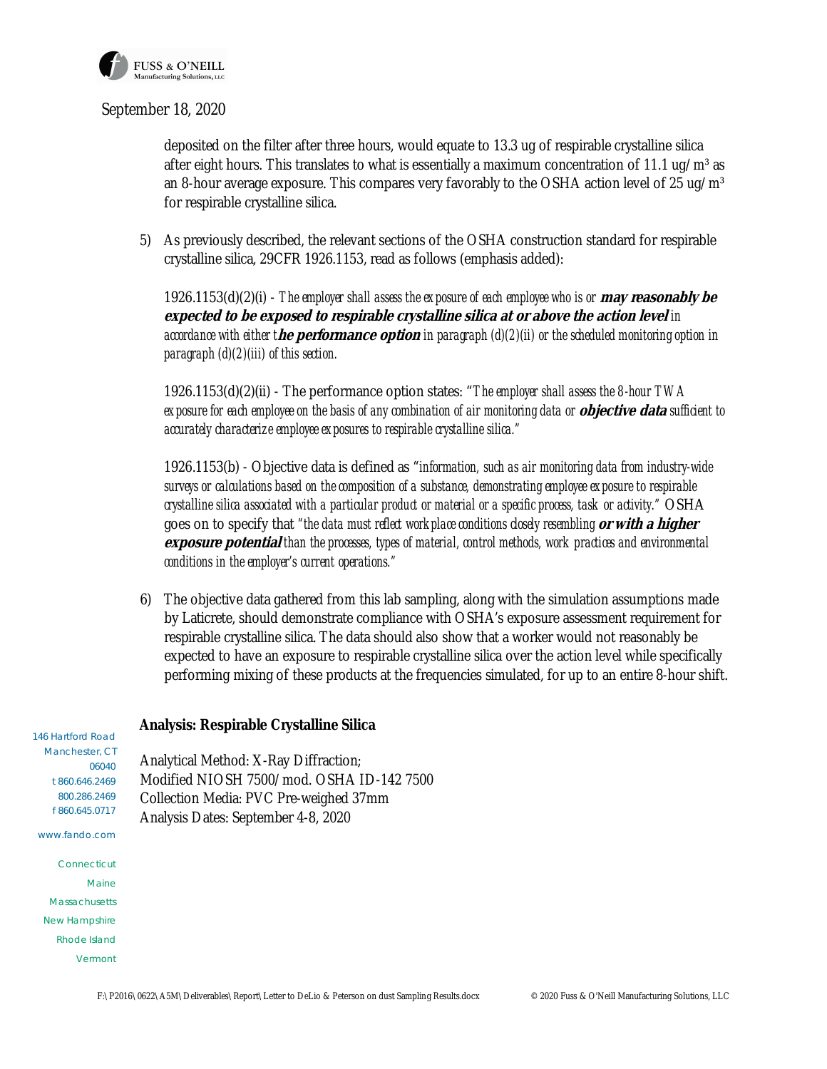deposited on the filter after three hours, would equate to 13.3 ug of respirable crystalline silica after eight hours. This translates to what is essentially a maximum concentration of 11.1 ug/m³ as an 8-hour average exposure. This compares very favorably to the OSHA action level of 25 ug/m³ for respirable crystalline silica.

5) As previously described, the relevant sections of the OSHA construction standard for respirable crystalline silica, 29CFR 1926.1153, read as follows (emphasis added):

   1926.1153(d)(2)(i) - *The employer shall assess the exposure of each employee who is or* ***may reasonably be expected to be exposed to respirable crystalline silica at or above the action level*** *in accordance with either t****he performance option*** *in paragraph (d)(2)(ii) or the scheduled monitoring option in paragraph (d)(2)(iii) of this section.*

   1926.1153(d)(2)(ii) - The performance option states: "*The employer shall assess the 8-hour TWA exposure for each employee on the basis of any combination of air monitoring data or* ***objective data*** *sufficient to accurately characterize employee exposures to respirable crystalline silica.*"

   1926.1153(b) - Objective data is defined as "*information, such as air monitoring data from industry-wide surveys or calculations based on the composition of a substance, demonstrating employee exposure to respirable crystalline silica associated with a particular product or material or a specific process, task or activity.*" OSHA goes on to specify that "*the data must reflect workplace conditions closely resembling* ***or with a higher exposure potential*** *than the processes, types of material, control methods, work practices and environmental conditions in the employer's current operations.*"

6) The objective data gathered from this lab sampling, along with the simulation assumptions made by Laticrete, should demonstrate compliance with OSHA's exposure assessment requirement for respirable crystalline silica. The data should also show that a worker would not reasonably be expected to have an exposure to respirable crystalline silica over the action level while specifically performing mixing of these products at the frequencies simulated, for up to an entire 8-hour shift.

**Analysis: Respirable Crystalline Silica**

Analytical Method: X-Ray Diffraction;
Modified NIOSH 7500/mod. OSHA ID-142 7500
Collection Media: PVC Pre-weighed 37mm
Analysis Dates: September 4-8, 2020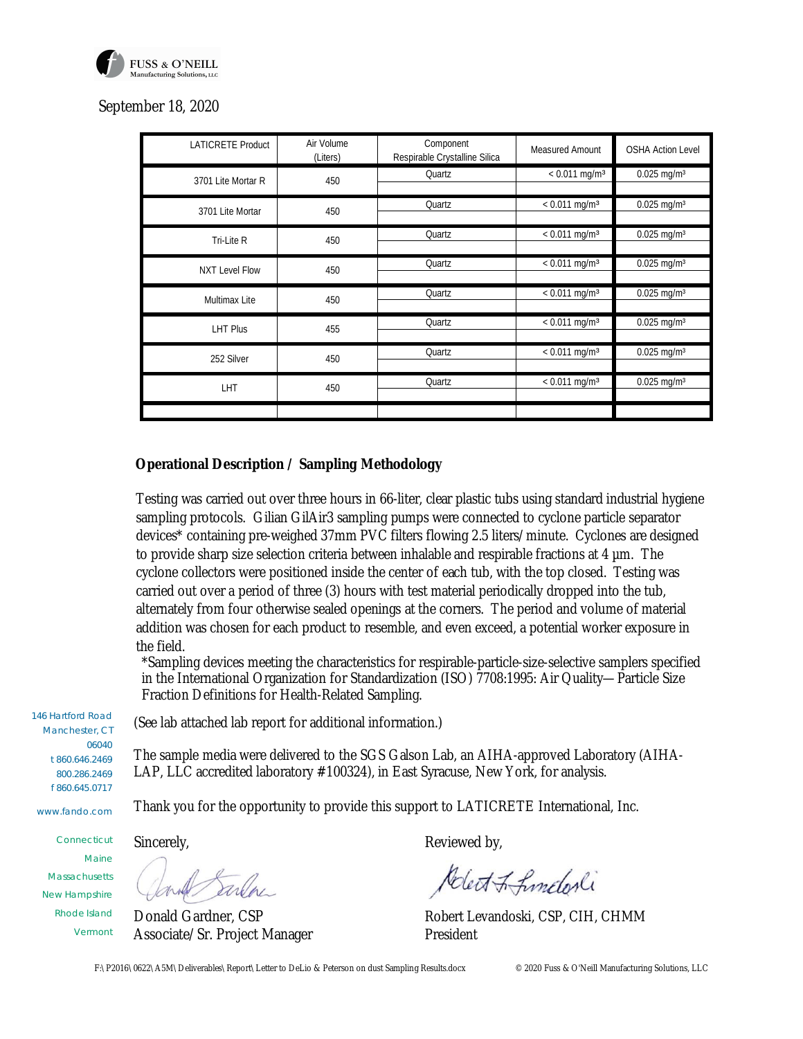FUSS & O'NEILL Manufacturing Solutions, LLC

September 18, 2020

| LATICRETE Product | Air Volume (Liters) | Component Respirable Crystalline Silica | Measured Amount | OSHA Action Level |
|---|---|---|---|---|
| 3701 Lite Mortar R | 450 | Quartz | < 0.011 mg/m³ | 0.025 mg/m³ |
| 3701 Lite Mortar | 450 | Quartz | < 0.011 mg/m³ | 0.025 mg/m³ |
| Tri-Lite R | 450 | Quartz | < 0.011 mg/m³ | 0.025 mg/m³ |
| NXT Level Flow | 450 | Quartz | < 0.011 mg/m³ | 0.025 mg/m³ |
| Multimax Lite | 450 | Quartz | < 0.011 mg/m³ | 0.025 mg/m³ |
| LHT Plus | 455 | Quartz | < 0.011 mg/m³ | 0.025 mg/m³ |
| 252 Silver | 450 | Quartz | < 0.011 mg/m³ | 0.025 mg/m³ |
| LHT | 450 | Quartz | < 0.011 mg/m³ | 0.025 mg/m³ |

**Operational Description / Sampling Methodology**

Testing was carried out over three hours in 66-liter, clear plastic tubs using standard industrial hygiene sampling protocols. Gilian GilAir3 sampling pumps were connected to cyclone particle separator devices* containing pre-weighed 37mm PVC filters flowing 2.5 liters/minute. Cyclones are designed to provide sharp size selection criteria between inhalable and respirable fractions at 4 µm. The cyclone collectors were positioned inside the center of each tub, with the top closed. Testing was carried out over a period of three (3) hours with test material periodically dropped into the tub, alternately from four otherwise sealed openings at the corners. The period and volume of material addition was chosen for each product to resemble, and even exceed, a potential worker exposure in the field.

*Sampling devices meeting the characteristics for respirable-particle-size-selective samplers specified in the International Organization for Standardization (ISO) 7708:1995: Air Quality—Particle Size Fraction Definitions for Health-Related Sampling.

(See lab attached lab report for additional information.)

The sample media were delivered to the SGS Galson Lab, an AIHA-approved Laboratory (AIHA-LAP, LLC accredited laboratory #100324), in East Syracuse, New York, for analysis.

Thank you for the opportunity to provide this support to LATICRETE International, Inc.

Sincerely,

Donald Gardner, CSP
Associate/Sr. Project Manager

Reviewed by,

Robert Levandoski, CSP, CIH, CHMM
President

146 Hartford Road
Manchester, CT
06040
t 860.646.2469
800.286.2469
f 860.645.0717

www.fando.com

Connecticut
Maine
Massachusetts
New Hampshire
Rhode Island
Vermont

F:\P2016\0622\A5M\Deliverables\Report\Letter to DeLio & Peterson on dust Sampling Results.docx

© 2020 Fuss & O'Neill Manufacturing Solutions, LLC